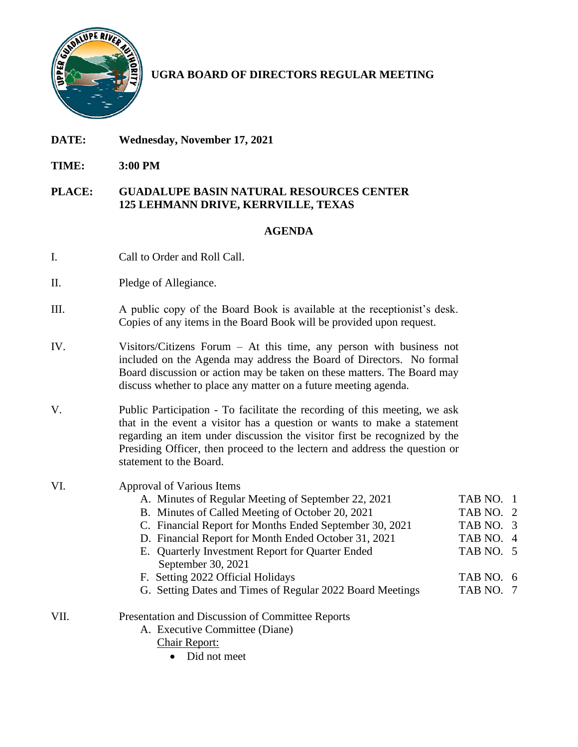# UGRA BOARD OF DIRECTORS REGULAR MEETING

**DATE:** **Wednesday, November 17, 2021**

**TIME:** **3:00 PM**

**PLACE:** **GUADALUPE BASIN NATURAL RESOURCES CENTER**
**125 LEHMANN DRIVE, KERRVILLE, TEXAS**

## AGENDA

I. Call to Order and Roll Call.

II. Pledge of Allegiance.

III. A public copy of the Board Book is available at the receptionist's desk. Copies of any items in the Board Book will be provided upon request.

IV. Visitors/Citizens Forum – At this time, any person with business not included on the Agenda may address the Board of Directors. No formal Board discussion or action may be taken on these matters. The Board may discuss whether to place any matter on a future meeting agenda.

V. Public Participation - To facilitate the recording of this meeting, we ask that in the event a visitor has a question or wants to make a statement regarding an item under discussion the visitor first be recognized by the Presiding Officer, then proceed to the lectern and address the question or statement to the Board.

VI. Approval of Various Items

- A. Minutes of Regular Meeting of September 22, 2021 — TAB NO. 1
- B. Minutes of Called Meeting of October 20, 2021 — TAB NO. 2
- C. Financial Report for Months Ended September 30, 2021 — TAB NO. 3
- D. Financial Report for Month Ended October 31, 2021 — TAB NO. 4
- E. Quarterly Investment Report for Quarter Ended September 30, 2021 — TAB NO. 5
- F. Setting 2022 Official Holidays — TAB NO. 6
- G. Setting Dates and Times of Regular 2022 Board Meetings — TAB NO. 7

VII. Presentation and Discussion of Committee Reports

- A. Executive Committee (Diane)

  Chair Report:

  - Did not meet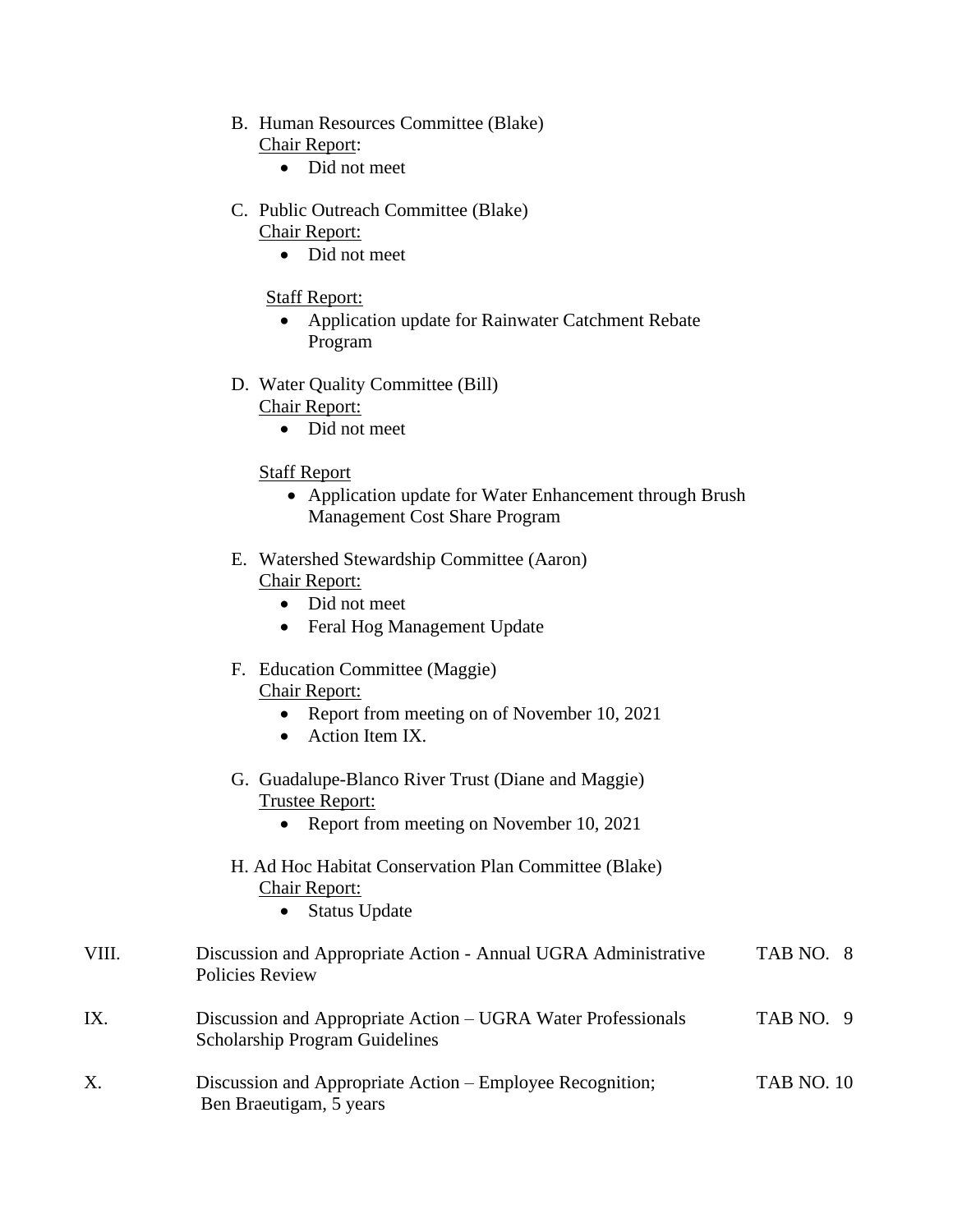B. Human Resources Committee (Blake)
Chair Report:
- Did not meet

C. Public Outreach Committee (Blake)
Chair Report:
- Did not meet

Staff Report:
- Application update for Rainwater Catchment Rebate Program

D. Water Quality Committee (Bill)
Chair Report:
- Did not meet

Staff Report
- Application update for Water Enhancement through Brush Management Cost Share Program

E. Watershed Stewardship Committee (Aaron)
Chair Report:
- Did not meet
- Feral Hog Management Update

F. Education Committee (Maggie)
Chair Report:
- Report from meeting on of November 10, 2021
- Action Item IX.

G. Guadalupe-Blanco River Trust (Diane and Maggie)
Trustee Report:
- Report from meeting on November 10, 2021

H. Ad Hoc Habitat Conservation Plan Committee (Blake)
Chair Report:
- Status Update

| | | |
|---|---|---|
| VIII. | Discussion and Appropriate Action - Annual UGRA Administrative Policies Review | TAB NO. 8 |
| IX. | Discussion and Appropriate Action – UGRA Water Professionals Scholarship Program Guidelines | TAB NO. 9 |
| X. | Discussion and Appropriate Action – Employee Recognition; Ben Braeutigam, 5 years | TAB NO. 10 |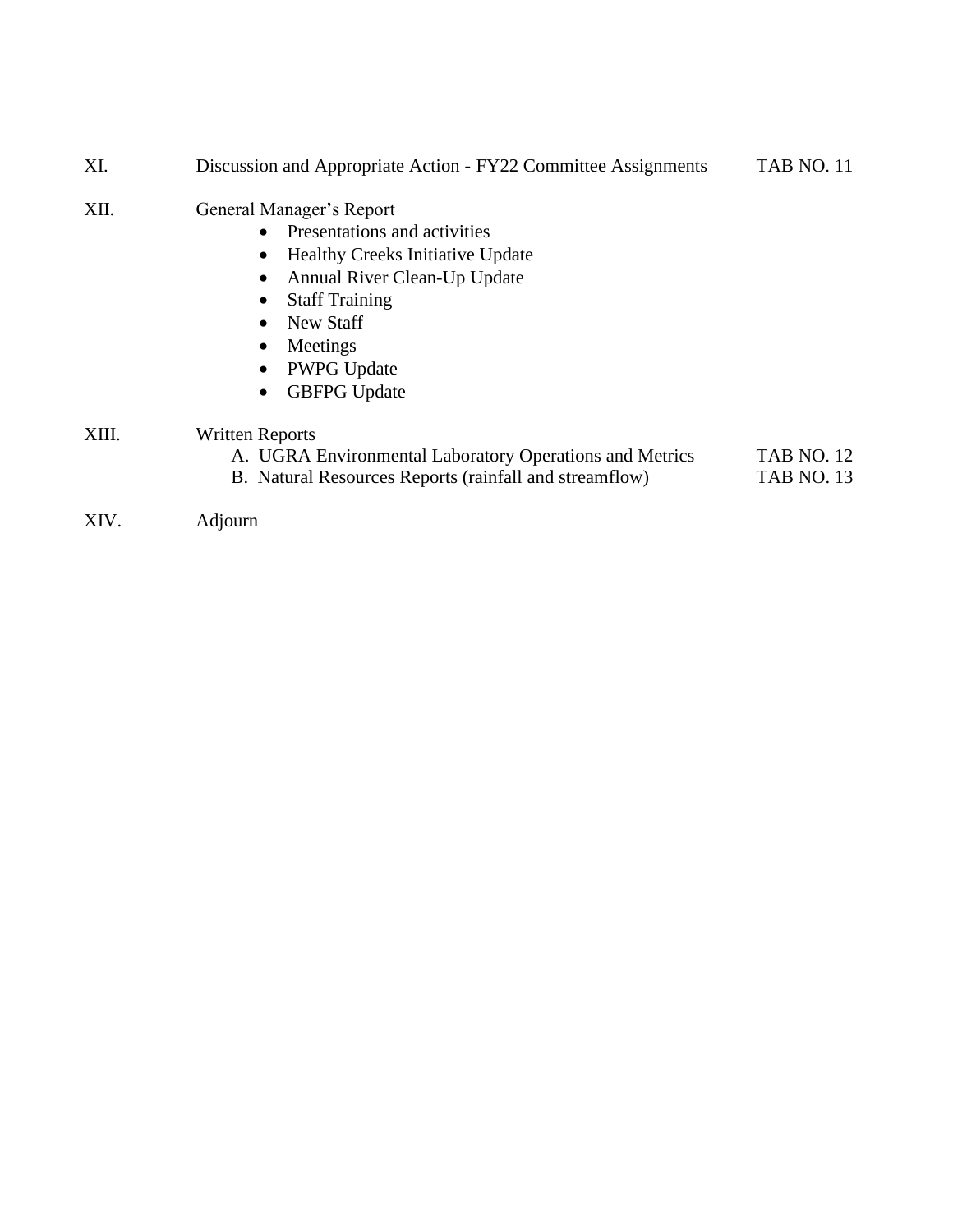XI. Discussion and Appropriate Action - FY22 Committee Assignments TAB NO. 11

XII. General Manager's Report

- Presentations and activities
- Healthy Creeks Initiative Update
- Annual River Clean-Up Update
- Staff Training
- New Staff
- Meetings
- PWPG Update
- GBFPG Update

XIII. Written Reports

A. UGRA Environmental Laboratory Operations and Metrics TAB NO. 12
B. Natural Resources Reports (rainfall and streamflow) TAB NO. 13

XIV. Adjourn